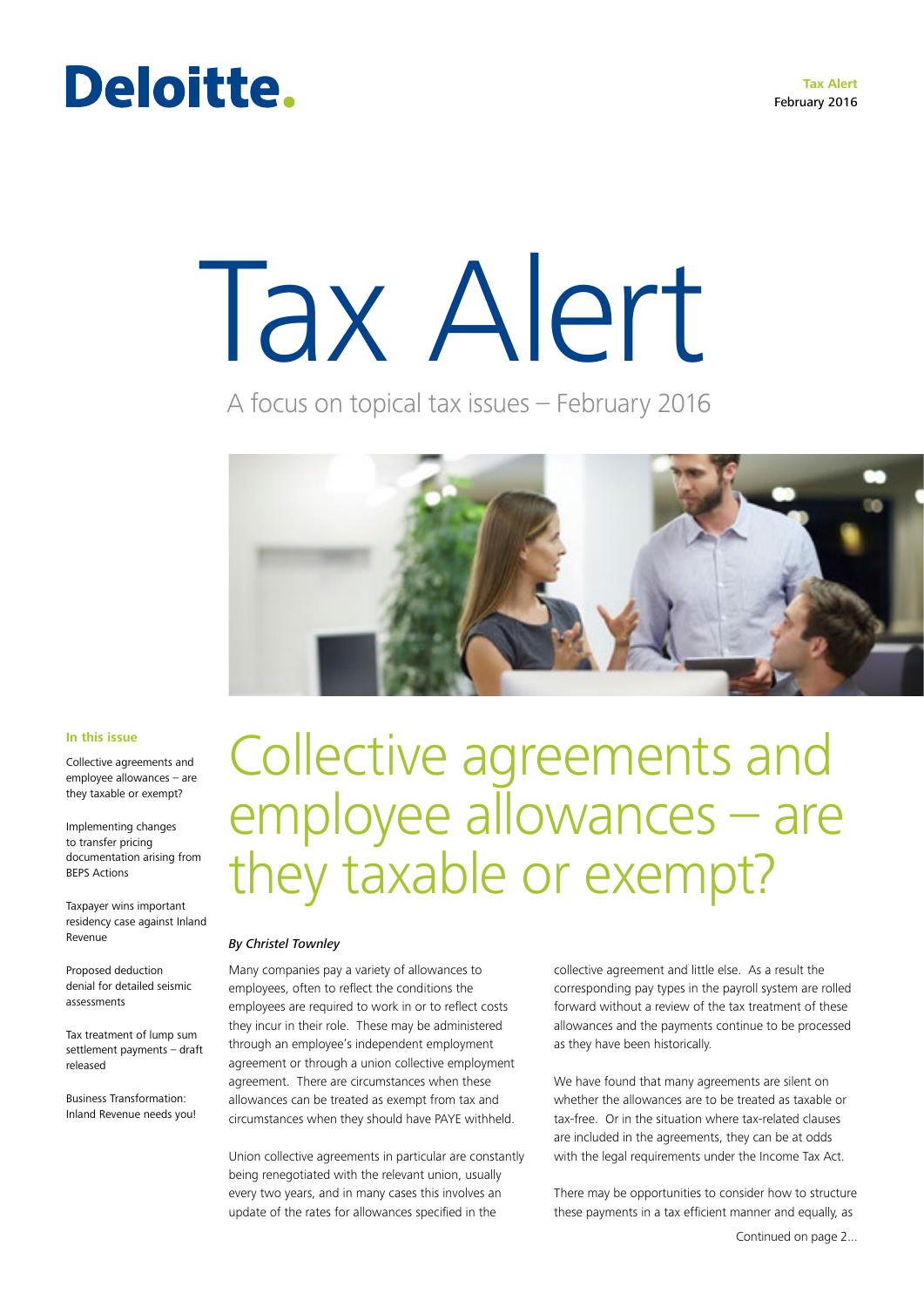Deloitte.

**Tax Alert**
February 2016

# Tax Alert

A focus on topical tax issues – February 2016

**In this issue**

- Collective agreements and employee allowances – are they taxable or exempt?
- Implementing changes to transfer pricing documentation arising from BEPS Actions
- Taxpayer wins important residency case against Inland Revenue
- Proposed deduction denial for detailed seismic assessments
- Tax treatment of lump sum settlement payments – draft released
- Business Transformation: Inland Revenue needs you!

## Collective agreements and employee allowances – are they taxable or exempt?

*By Christel Townley*

Many companies pay a variety of allowances to employees, often to reflect the conditions the employees are required to work in or to reflect costs they incur in their role. These may be administered through an employee's independent employment agreement or through a union collective employment agreement. There are circumstances when these allowances can be treated as exempt from tax and circumstances when they should have PAYE withheld.

Union collective agreements in particular are constantly being renegotiated with the relevant union, usually every two years, and in many cases this involves an update of the rates for allowances specified in the collective agreement and little else. As a result the corresponding pay types in the payroll system are rolled forward without a review of the tax treatment of these allowances and the payments continue to be processed as they have been historically.

We have found that many agreements are silent on whether the allowances are to be treated as taxable or tax-free. Or in the situation where tax-related clauses are included in the agreements, they can be at odds with the legal requirements under the Income Tax Act.

There may be opportunities to consider how to structure these payments in a tax efficient manner and equally, as

Continued on page 2...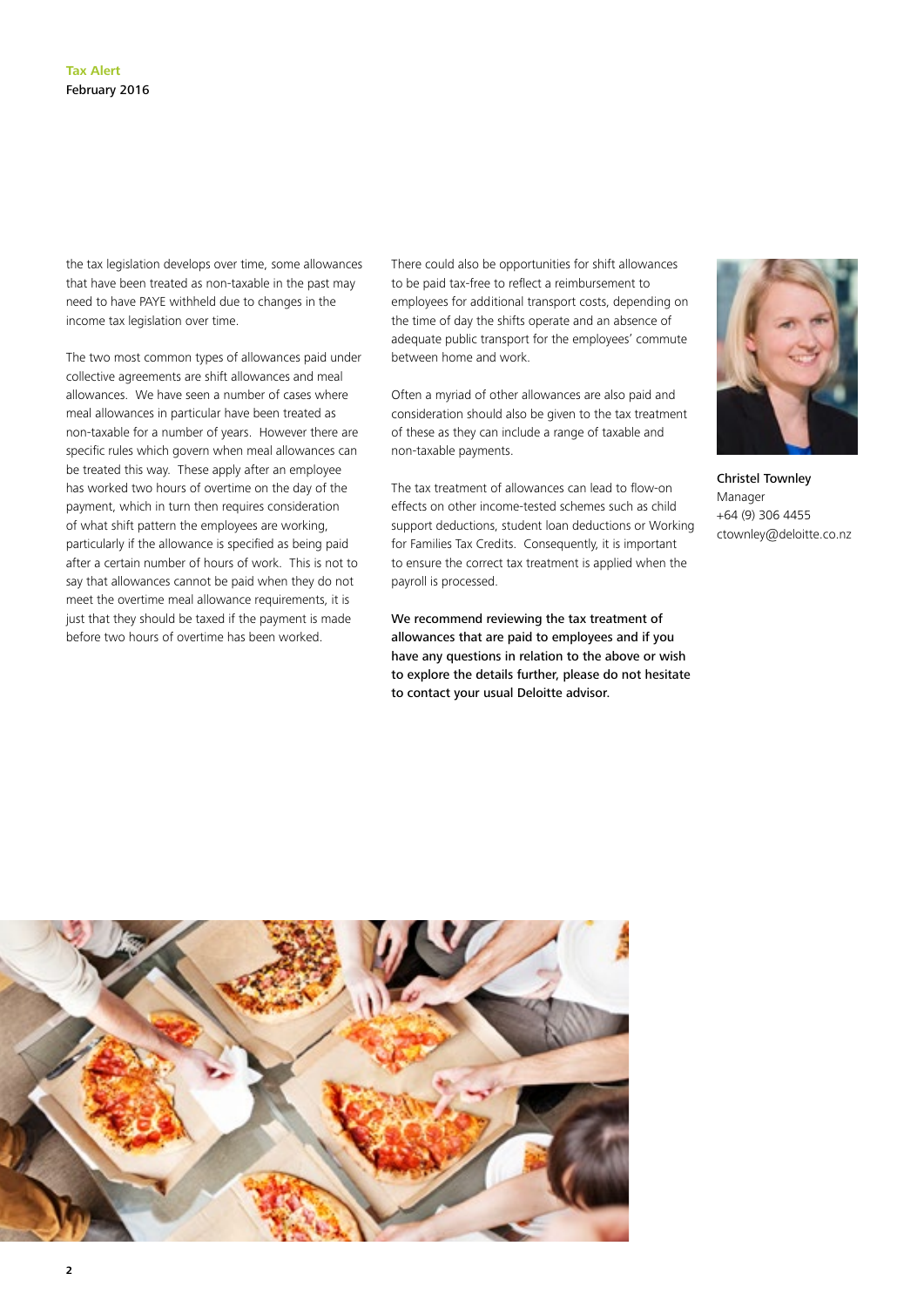the tax legislation develops over time, some allowances that have been treated as non-taxable in the past may need to have PAYE withheld due to changes in the income tax legislation over time.

The two most common types of allowances paid under collective agreements are shift allowances and meal allowances. We have seen a number of cases where meal allowances in particular have been treated as non-taxable for a number of years. However there are specific rules which govern when meal allowances can be treated this way. These apply after an employee has worked two hours of overtime on the day of the payment, which in turn then requires consideration of what shift pattern the employees are working, particularly if the allowance is specified as being paid after a certain number of hours of work. This is not to say that allowances cannot be paid when they do not meet the overtime meal allowance requirements, it is just that they should be taxed if the payment is made before two hours of overtime has been worked.

There could also be opportunities for shift allowances to be paid tax-free to reflect a reimbursement to employees for additional transport costs, depending on the time of day the shifts operate and an absence of adequate public transport for the employees' commute between home and work.

Often a myriad of other allowances are also paid and consideration should also be given to the tax treatment of these as they can include a range of taxable and non-taxable payments.

The tax treatment of allowances can lead to flow-on effects on other income-tested schemes such as child support deductions, student loan deductions or Working for Families Tax Credits. Consequently, it is important to ensure the correct tax treatment is applied when the payroll is processed.

**We recommend reviewing the tax treatment of allowances that are paid to employees and if you have any questions in relation to the above or wish to explore the details further, please do not hesitate to contact your usual Deloitte advisor.**

**Christel Townley**
Manager
+64 (9) 306 4455
ctownley@deloitte.co.nz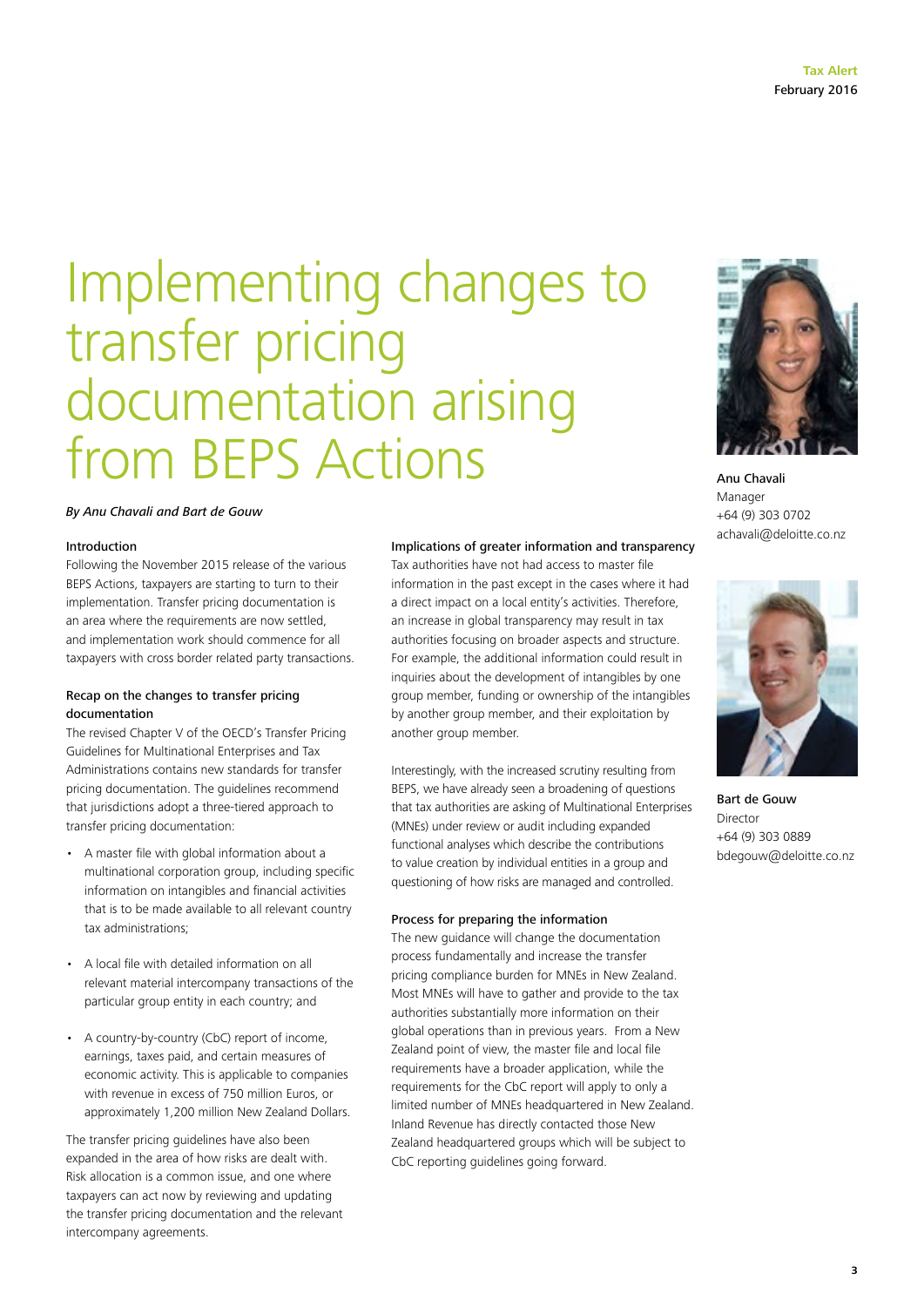# Implementing changes to transfer pricing documentation arising from BEPS Actions

*By Anu Chavali and Bart de Gouw*

Anu Chavali
Manager
+64 (9) 303 0702
achavali@deloitte.co.nz

Bart de Gouw
Director
+64 (9) 303 0889
bdegouw@deloitte.co.nz

### Introduction

Following the November 2015 release of the various BEPS Actions, taxpayers are starting to turn to their implementation. Transfer pricing documentation is an area where the requirements are now settled, and implementation work should commence for all taxpayers with cross border related party transactions.

### Recap on the changes to transfer pricing documentation

The revised Chapter V of the OECD's Transfer Pricing Guidelines for Multinational Enterprises and Tax Administrations contains new standards for transfer pricing documentation. The guidelines recommend that jurisdictions adopt a three-tiered approach to transfer pricing documentation:

- A master file with global information about a multinational corporation group, including specific information on intangibles and financial activities that is to be made available to all relevant country tax administrations;
- A local file with detailed information on all relevant material intercompany transactions of the particular group entity in each country; and
- A country-by-country (CbC) report of income, earnings, taxes paid, and certain measures of economic activity. This is applicable to companies with revenue in excess of 750 million Euros, or approximately 1,200 million New Zealand Dollars.

The transfer pricing guidelines have also been expanded in the area of how risks are dealt with. Risk allocation is a common issue, and one where taxpayers can act now by reviewing and updating the transfer pricing documentation and the relevant intercompany agreements.

### Implications of greater information and transparency

Tax authorities have not had access to master file information in the past except in the cases where it had a direct impact on a local entity's activities. Therefore, an increase in global transparency may result in tax authorities focusing on broader aspects and structure. For example, the additional information could result in inquiries about the development of intangibles by one group member, funding or ownership of the intangibles by another group member, and their exploitation by another group member.

Interestingly, with the increased scrutiny resulting from BEPS, we have already seen a broadening of questions that tax authorities are asking of Multinational Enterprises (MNEs) under review or audit including expanded functional analyses which describe the contributions to value creation by individual entities in a group and questioning of how risks are managed and controlled.

### Process for preparing the information

The new guidance will change the documentation process fundamentally and increase the transfer pricing compliance burden for MNEs in New Zealand. Most MNEs will have to gather and provide to the tax authorities substantially more information on their global operations than in previous years. From a New Zealand point of view, the master file and local file requirements have a broader application, while the requirements for the CbC report will apply to only a limited number of MNEs headquartered in New Zealand. Inland Revenue has directly contacted those New Zealand headquartered groups which will be subject to CbC reporting guidelines going forward.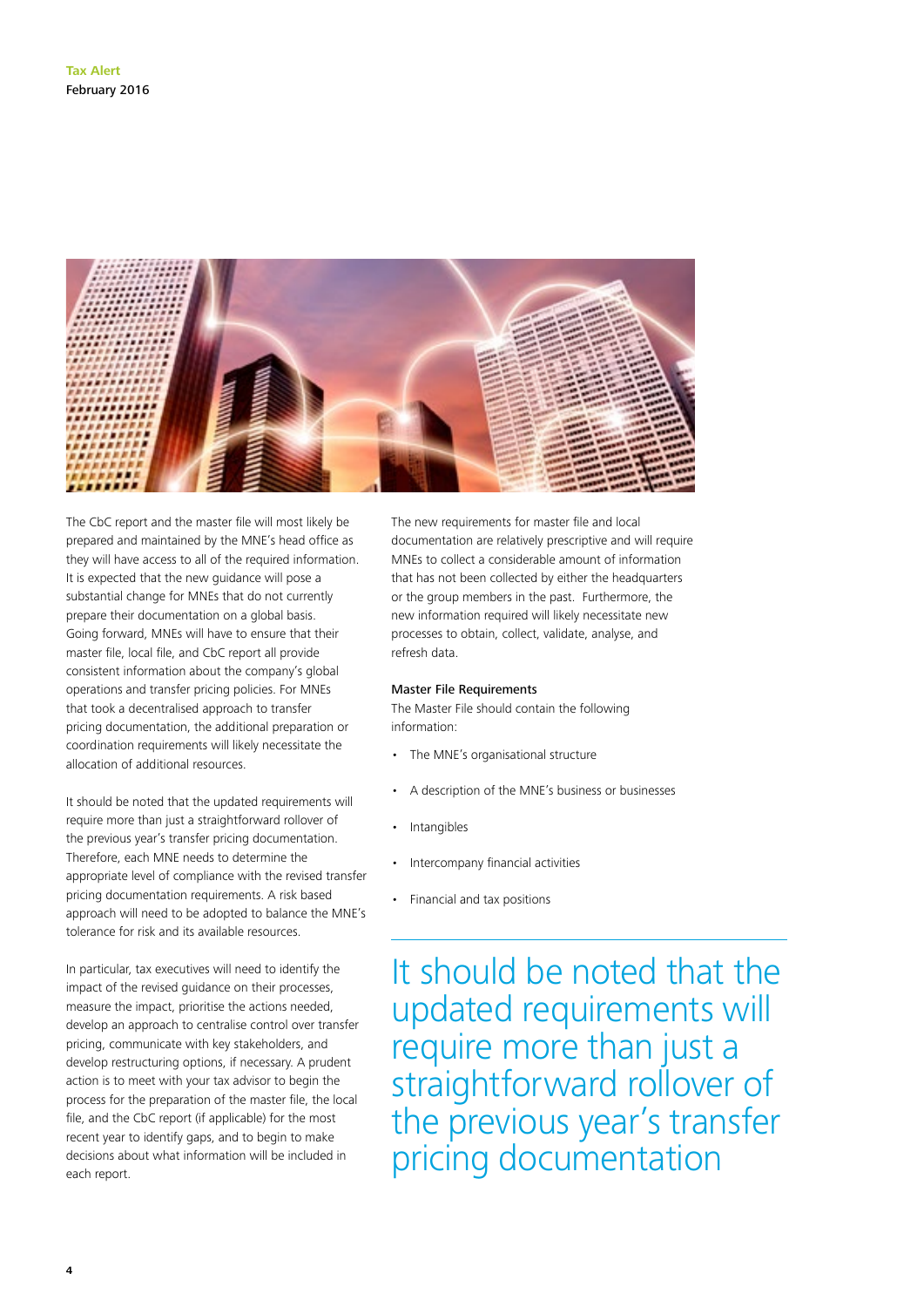The CbC report and the master file will most likely be prepared and maintained by the MNE's head office as they will have access to all of the required information. It is expected that the new guidance will pose a substantial change for MNEs that do not currently prepare their documentation on a global basis. Going forward, MNEs will have to ensure that their master file, local file, and CbC report all provide consistent information about the company's global operations and transfer pricing policies. For MNEs that took a decentralised approach to transfer pricing documentation, the additional preparation or coordination requirements will likely necessitate the allocation of additional resources.

It should be noted that the updated requirements will require more than just a straightforward rollover of the previous year's transfer pricing documentation. Therefore, each MNE needs to determine the appropriate level of compliance with the revised transfer pricing documentation requirements. A risk based approach will need to be adopted to balance the MNE's tolerance for risk and its available resources.

In particular, tax executives will need to identify the impact of the revised guidance on their processes, measure the impact, prioritise the actions needed, develop an approach to centralise control over transfer pricing, communicate with key stakeholders, and develop restructuring options, if necessary. A prudent action is to meet with your tax advisor to begin the process for the preparation of the master file, the local file, and the CbC report (if applicable) for the most recent year to identify gaps, and to begin to make decisions about what information will be included in each report.

The new requirements for master file and local documentation are relatively prescriptive and will require MNEs to collect a considerable amount of information that has not been collected by either the headquarters or the group members in the past. Furthermore, the new information required will likely necessitate new processes to obtain, collect, validate, analyse, and refresh data.

**Master File Requirements**

The Master File should contain the following information:

- The MNE's organisational structure
- A description of the MNE's business or businesses
- Intangibles
- Intercompany financial activities
- Financial and tax positions

> It should be noted that the updated requirements will require more than just a straightforward rollover of the previous year's transfer pricing documentation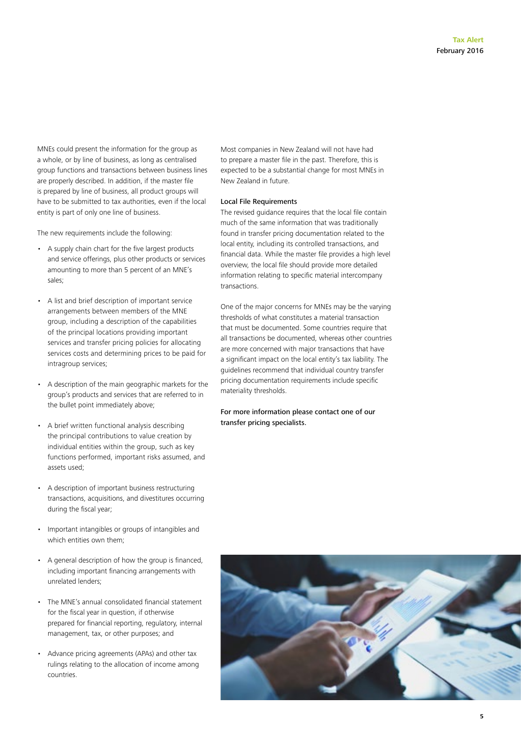MNEs could present the information for the group as a whole, or by line of business, as long as centralised group functions and transactions between business lines are properly described. In addition, if the master file is prepared by line of business, all product groups will have to be submitted to tax authorities, even if the local entity is part of only one line of business.

The new requirements include the following:

- A supply chain chart for the five largest products and service offerings, plus other products or services amounting to more than 5 percent of an MNE's sales;
- A list and brief description of important service arrangements between members of the MNE group, including a description of the capabilities of the principal locations providing important services and transfer pricing policies for allocating services costs and determining prices to be paid for intragroup services;
- A description of the main geographic markets for the group's products and services that are referred to in the bullet point immediately above;
- A brief written functional analysis describing the principal contributions to value creation by individual entities within the group, such as key functions performed, important risks assumed, and assets used;
- A description of important business restructuring transactions, acquisitions, and divestitures occurring during the fiscal year;
- Important intangibles or groups of intangibles and which entities own them;
- A general description of how the group is financed, including important financing arrangements with unrelated lenders;
- The MNE's annual consolidated financial statement for the fiscal year in question, if otherwise prepared for financial reporting, regulatory, internal management, tax, or other purposes; and
- Advance pricing agreements (APAs) and other tax rulings relating to the allocation of income among countries.

Most companies in New Zealand will not have had to prepare a master file in the past. Therefore, this is expected to be a substantial change for most MNEs in New Zealand in future.

### Local File Requirements

The revised guidance requires that the local file contain much of the same information that was traditionally found in transfer pricing documentation related to the local entity, including its controlled transactions, and financial data. While the master file provides a high level overview, the local file should provide more detailed information relating to specific material intercompany transactions.

One of the major concerns for MNEs may be the varying thresholds of what constitutes a material transaction that must be documented. Some countries require that all transactions be documented, whereas other countries are more concerned with major transactions that have a significant impact on the local entity's tax liability. The guidelines recommend that individual country transfer pricing documentation requirements include specific materiality thresholds.

**For more information please contact one of our transfer pricing specialists.**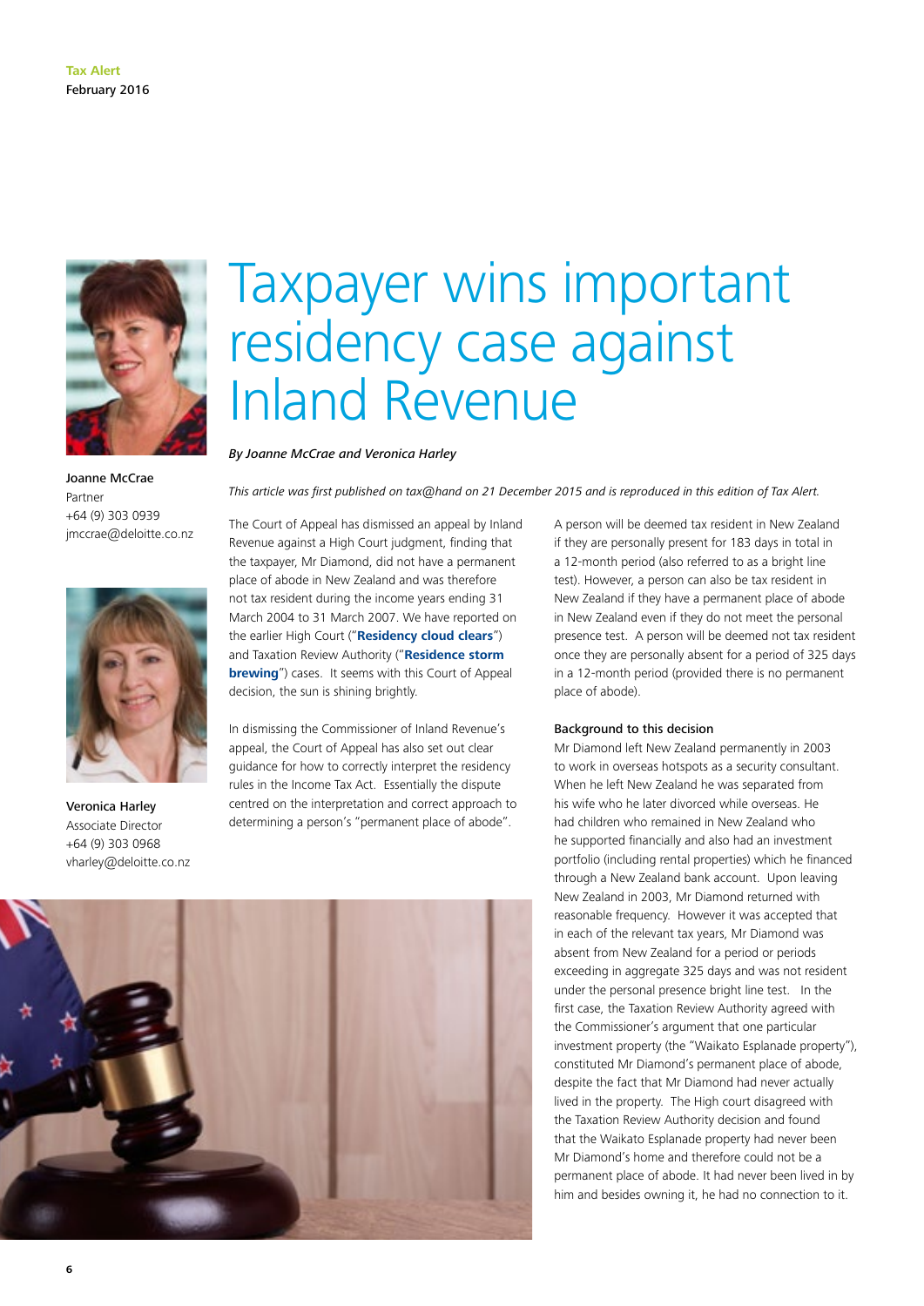# Taxpayer wins important residency case against Inland Revenue

*By Joanne McCrae and Veronica Harley*

Joanne McCrae
Partner
+64 (9) 303 0939
jmccrae@deloitte.co.nz

Veronica Harley
Associate Director
+64 (9) 303 0968
vharley@deloitte.co.nz

*This article was first published on tax@hand on 21 December 2015 and is reproduced in this edition of Tax Alert.*

The Court of Appeal has dismissed an appeal by Inland Revenue against a High Court judgment, finding that the taxpayer, Mr Diamond, did not have a permanent place of abode in New Zealand and was therefore not tax resident during the income years ending 31 March 2004 to 31 March 2007. We have reported on the earlier High Court ("**Residency cloud clears**") and Taxation Review Authority ("**Residence storm brewing**") cases. It seems with this Court of Appeal decision, the sun is shining brightly.

In dismissing the Commissioner of Inland Revenue's appeal, the Court of Appeal has also set out clear guidance for how to correctly interpret the residency rules in the Income Tax Act. Essentially the dispute centred on the interpretation and correct approach to determining a person's "permanent place of abode".

A person will be deemed tax resident in New Zealand if they are personally present for 183 days in total in a 12-month period (also referred to as a bright line test). However, a person can also be tax resident in New Zealand if they have a permanent place of abode in New Zealand even if they do not meet the personal presence test. A person will be deemed not tax resident once they are personally absent for a period of 325 days in a 12-month period (provided there is no permanent place of abode).

### Background to this decision

Mr Diamond left New Zealand permanently in 2003 to work in overseas hotspots as a security consultant. When he left New Zealand he was separated from his wife who he later divorced while overseas. He had children who remained in New Zealand who he supported financially and also had an investment portfolio (including rental properties) which he financed through a New Zealand bank account. Upon leaving New Zealand in 2003, Mr Diamond returned with reasonable frequency. However it was accepted that in each of the relevant tax years, Mr Diamond was absent from New Zealand for a period or periods exceeding in aggregate 325 days and was not resident under the personal presence bright line test. In the first case, the Taxation Review Authority agreed with the Commissioner's argument that one particular investment property (the "Waikato Esplanade property"), constituted Mr Diamond's permanent place of abode, despite the fact that Mr Diamond had never actually lived in the property. The High court disagreed with the Taxation Review Authority decision and found that the Waikato Esplanade property had never been Mr Diamond's home and therefore could not be a permanent place of abode. It had never been lived in by him and besides owning it, he had no connection to it.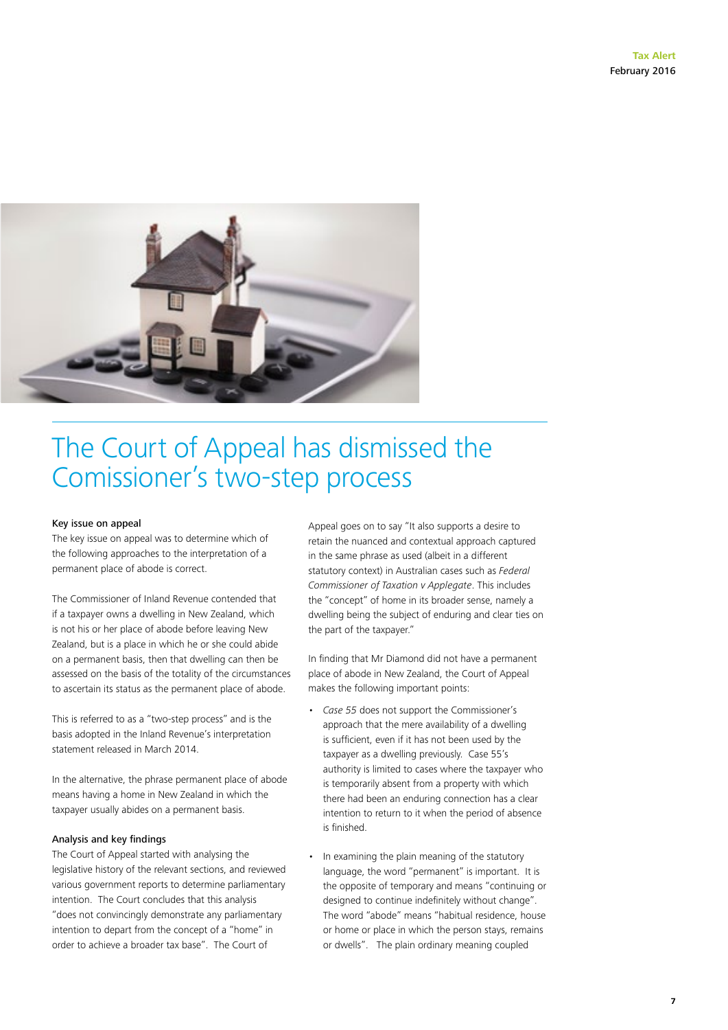# The Court of Appeal has dismissed the Comissioner's two-step process

### Key issue on appeal

The key issue on appeal was to determine which of the following approaches to the interpretation of a permanent place of abode is correct.

The Commissioner of Inland Revenue contended that if a taxpayer owns a dwelling in New Zealand, which is not his or her place of abode before leaving New Zealand, but is a place in which he or she could abide on a permanent basis, then that dwelling can then be assessed on the basis of the totality of the circumstances to ascertain its status as the permanent place of abode.

This is referred to as a "two-step process" and is the basis adopted in the Inland Revenue's interpretation statement released in March 2014.

In the alternative, the phrase permanent place of abode means having a home in New Zealand in which the taxpayer usually abides on a permanent basis.

### Analysis and key findings

The Court of Appeal started with analysing the legislative history of the relevant sections, and reviewed various government reports to determine parliamentary intention. The Court concludes that this analysis "does not convincingly demonstrate any parliamentary intention to depart from the concept of a "home" in order to achieve a broader tax base". The Court of Appeal goes on to say "It also supports a desire to retain the nuanced and contextual approach captured in the same phrase as used (albeit in a different statutory context) in Australian cases such as *Federal Commissioner of Taxation v Applegate*. This includes the "concept" of home in its broader sense, namely a dwelling being the subject of enduring and clear ties on the part of the taxpayer."

In finding that Mr Diamond did not have a permanent place of abode in New Zealand, the Court of Appeal makes the following important points:

- *Case 55* does not support the Commissioner's approach that the mere availability of a dwelling is sufficient, even if it has not been used by the taxpayer as a dwelling previously. Case 55's authority is limited to cases where the taxpayer who is temporarily absent from a property with which there had been an enduring connection has a clear intention to return to it when the period of absence is finished.
- In examining the plain meaning of the statutory language, the word "permanent" is important. It is the opposite of temporary and means "continuing or designed to continue indefinitely without change". The word "abode" means "habitual residence, house or home or place in which the person stays, remains or dwells". The plain ordinary meaning coupled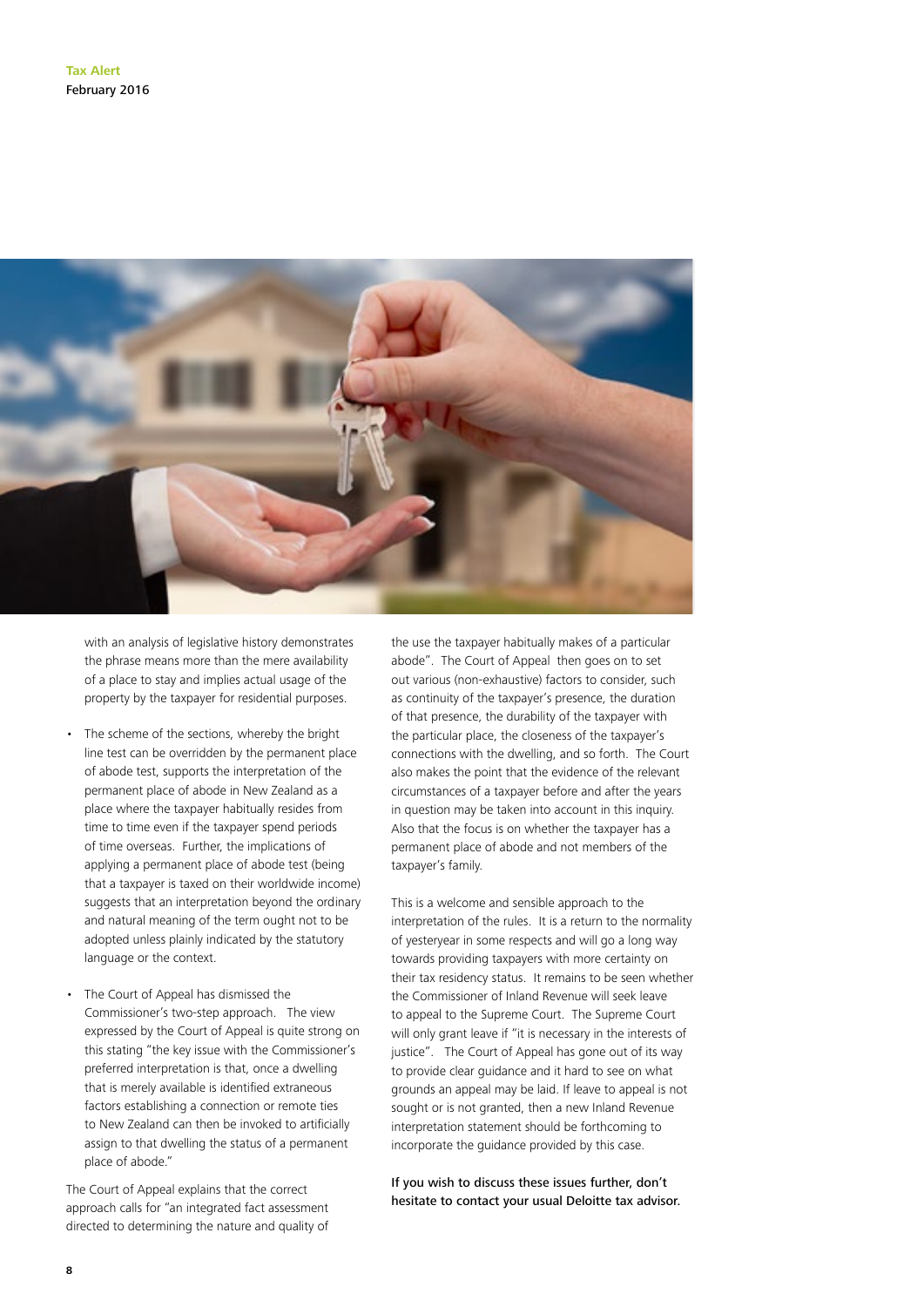with an analysis of legislative history demonstrates the phrase means more than the mere availability of a place to stay and implies actual usage of the property by the taxpayer for residential purposes.

- The scheme of the sections, whereby the bright line test can be overridden by the permanent place of abode test, supports the interpretation of the permanent place of abode in New Zealand as a place where the taxpayer habitually resides from time to time even if the taxpayer spend periods of time overseas. Further, the implications of applying a permanent place of abode test (being that a taxpayer is taxed on their worldwide income) suggests that an interpretation beyond the ordinary and natural meaning of the term ought not to be adopted unless plainly indicated by the statutory language or the context.

- The Court of Appeal has dismissed the Commissioner's two-step approach. The view expressed by the Court of Appeal is quite strong on this stating "the key issue with the Commissioner's preferred interpretation is that, once a dwelling that is merely available is identified extraneous factors establishing a connection or remote ties to New Zealand can then be invoked to artificially assign to that dwelling the status of a permanent place of abode."

The Court of Appeal explains that the correct approach calls for "an integrated fact assessment directed to determining the nature and quality of the use the taxpayer habitually makes of a particular abode". The Court of Appeal then goes on to set out various (non-exhaustive) factors to consider, such as continuity of the taxpayer's presence, the duration of that presence, the durability of the taxpayer with the particular place, the closeness of the taxpayer's connections with the dwelling, and so forth. The Court also makes the point that the evidence of the relevant circumstances of a taxpayer before and after the years in question may be taken into account in this inquiry. Also that the focus is on whether the taxpayer has a permanent place of abode and not members of the taxpayer's family.

This is a welcome and sensible approach to the interpretation of the rules. It is a return to the normality of yesteryear in some respects and will go a long way towards providing taxpayers with more certainty on their tax residency status. It remains to be seen whether the Commissioner of Inland Revenue will seek leave to appeal to the Supreme Court. The Supreme Court will only grant leave if "it is necessary in the interests of justice". The Court of Appeal has gone out of its way to provide clear guidance and it hard to see on what grounds an appeal may be laid. If leave to appeal is not sought or is not granted, then a new Inland Revenue interpretation statement should be forthcoming to incorporate the guidance provided by this case.

If you wish to discuss these issues further, don't hesitate to contact your usual Deloitte tax advisor.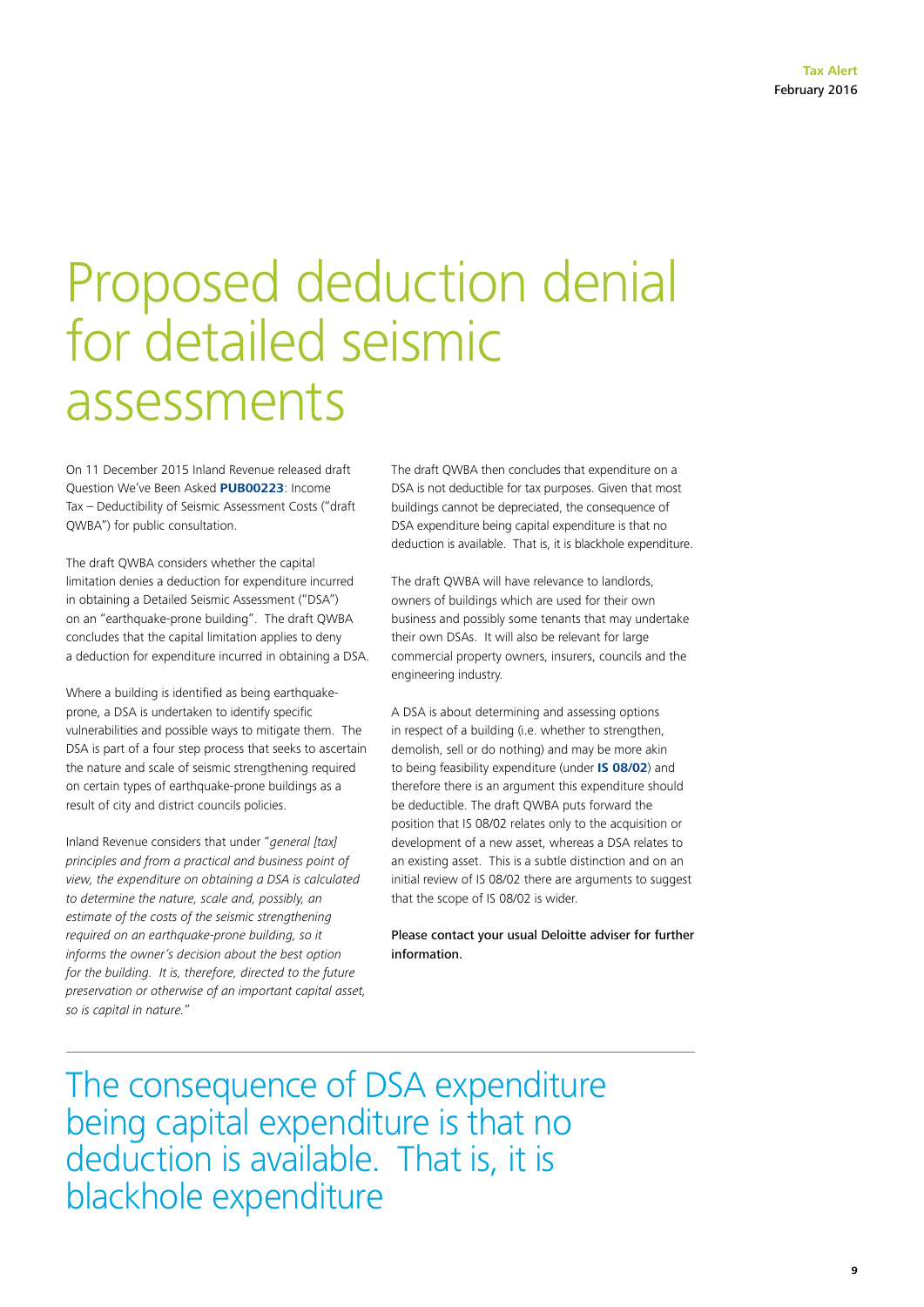# Proposed deduction denial for detailed seismic assessments

On 11 December 2015 Inland Revenue released draft Question We've Been Asked **PUB00223**: Income Tax – Deductibility of Seismic Assessment Costs ("draft QWBA") for public consultation.

The draft QWBA considers whether the capital limitation denies a deduction for expenditure incurred in obtaining a Detailed Seismic Assessment ("DSA") on an "earthquake-prone building". The draft QWBA concludes that the capital limitation applies to deny a deduction for expenditure incurred in obtaining a DSA.

Where a building is identified as being earthquake-prone, a DSA is undertaken to identify specific vulnerabilities and possible ways to mitigate them. The DSA is part of a four step process that seeks to ascertain the nature and scale of seismic strengthening required on certain types of earthquake-prone buildings as a result of city and district councils policies.

Inland Revenue considers that under "*general [tax] principles and from a practical and business point of view, the expenditure on obtaining a DSA is calculated to determine the nature, scale and, possibly, an estimate of the costs of the seismic strengthening required on an earthquake-prone building, so it informs the owner's decision about the best option for the building. It is, therefore, directed to the future preservation or otherwise of an important capital asset, so is capital in nature.*"

The draft QWBA then concludes that expenditure on a DSA is not deductible for tax purposes. Given that most buildings cannot be depreciated, the consequence of DSA expenditure being capital expenditure is that no deduction is available. That is, it is blackhole expenditure.

The draft QWBA will have relevance to landlords, owners of buildings which are used for their own business and possibly some tenants that may undertake their own DSAs. It will also be relevant for large commercial property owners, insurers, councils and the engineering industry.

A DSA is about determining and assessing options in respect of a building (i.e. whether to strengthen, demolish, sell or do nothing) and may be more akin to being feasibility expenditure (under **IS 08/02**) and therefore there is an argument this expenditure should be deductible. The draft QWBA puts forward the position that IS 08/02 relates only to the acquisition or development of a new asset, whereas a DSA relates to an existing asset. This is a subtle distinction and on an initial review of IS 08/02 there are arguments to suggest that the scope of IS 08/02 is wider.

Please contact your usual Deloitte adviser for further information.

The consequence of DSA expenditure being capital expenditure is that no deduction is available. That is, it is blackhole expenditure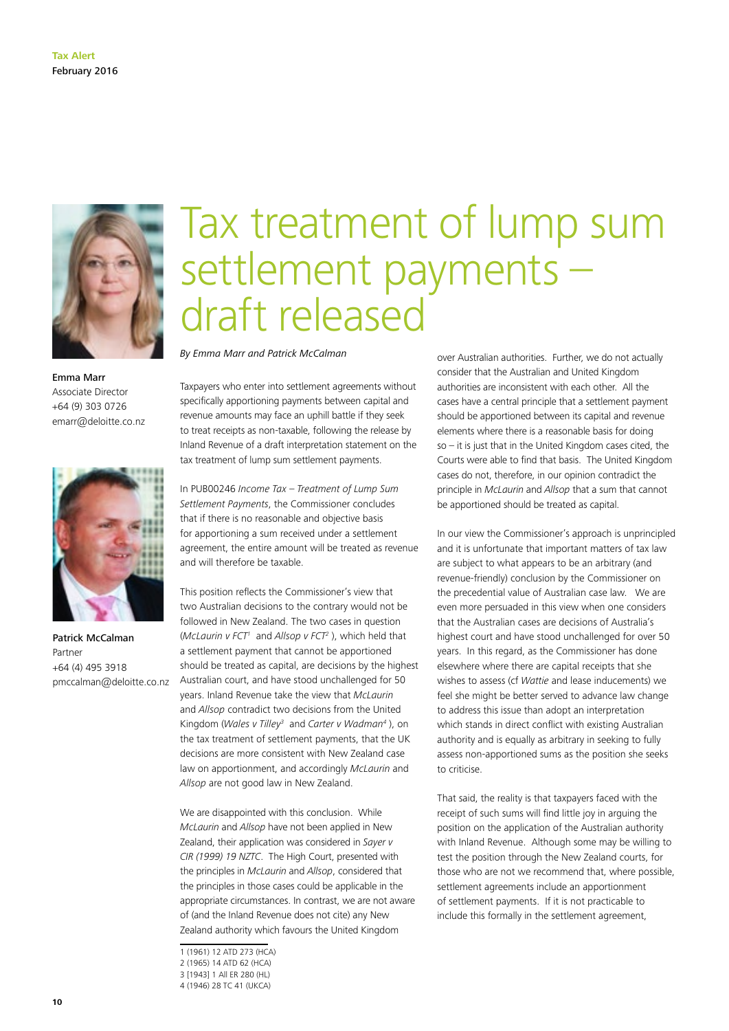Tax Alert
February 2016

# Tax treatment of lump sum settlement payments – draft released

*By Emma Marr and Patrick McCalman*

Emma Marr
Associate Director
+64 (9) 303 0726
emarr@deloitte.co.nz

Patrick McCalman
Partner
+64 (4) 495 3918
pmccalman@deloitte.co.nz

Taxpayers who enter into settlement agreements without specifically apportioning payments between capital and revenue amounts may face an uphill battle if they seek to treat receipts as non-taxable, following the release by Inland Revenue of a draft interpretation statement on the tax treatment of lump sum settlement payments.

In PUB00246 *Income Tax – Treatment of Lump Sum Settlement Payments*, the Commissioner concludes that if there is no reasonable and objective basis for apportioning a sum received under a settlement agreement, the entire amount will be treated as revenue and will therefore be taxable.

This position reflects the Commissioner's view that two Australian decisions to the contrary would not be followed in New Zealand. The two cases in question (*McLaurin v FCT*[1] and *Allsop v FCT*[2] ), which held that a settlement payment that cannot be apportioned should be treated as capital, are decisions by the highest Australian court, and have stood unchallenged for 50 years. Inland Revenue take the view that *McLaurin* and *Allsop* contradict two decisions from the United Kingdom (*Wales v Tilley*[3] and *Carter v Wadman*[4] ), on the tax treatment of settlement payments, that the UK decisions are more consistent with New Zealand case law on apportionment, and accordingly *McLaurin* and *Allsop* are not good law in New Zealand.

We are disappointed with this conclusion. While *McLaurin* and *Allsop* have not been applied in New Zealand, their application was considered in *Sayer v CIR (1999) 19 NZTC*. The High Court, presented with the principles in *McLaurin* and *Allsop*, considered that the principles in those cases could be applicable in the appropriate circumstances. In contrast, we are not aware of (and the Inland Revenue does not cite) any New Zealand authority which favours the United Kingdom over Australian authorities. Further, we do not actually consider that the Australian and United Kingdom authorities are inconsistent with each other. All the cases have a central principle that a settlement payment should be apportioned between its capital and revenue elements where there is a reasonable basis for doing so – it is just that in the United Kingdom cases cited, the Courts were able to find that basis. The United Kingdom cases do not, therefore, in our opinion contradict the principle in *McLaurin* and *Allsop* that a sum that cannot be apportioned should be treated as capital.

In our view the Commissioner's approach is unprincipled and it is unfortunate that important matters of tax law are subject to what appears to be an arbitrary (and revenue-friendly) conclusion by the Commissioner on the precedential value of Australian case law. We are even more persuaded in this view when one considers that the Australian cases are decisions of Australia's highest court and have stood unchallenged for over 50 years. In this regard, as the Commissioner has done elsewhere where there are capital receipts that she wishes to assess (cf *Wattie* and lease inducements) we feel she might be better served to advance law change to address this issue than adopt an interpretation which stands in direct conflict with existing Australian authority and is equally as arbitrary in seeking to fully assess non-apportioned sums as the position she seeks to criticise.

That said, the reality is that taxpayers faced with the receipt of such sums will find little joy in arguing the position on the application of the Australian authority with Inland Revenue. Although some may be willing to test the position through the New Zealand courts, for those who are not we recommend that, where possible, settlement agreements include an apportionment of settlement payments. If it is not practicable to include this formally in the settlement agreement,

1 (1961) 12 ATD 273 (HCA)
2 (1965) 14 ATD 62 (HCA)
3 [1943] 1 All ER 280 (HL)
4 (1946) 28 TC 41 (UKCA)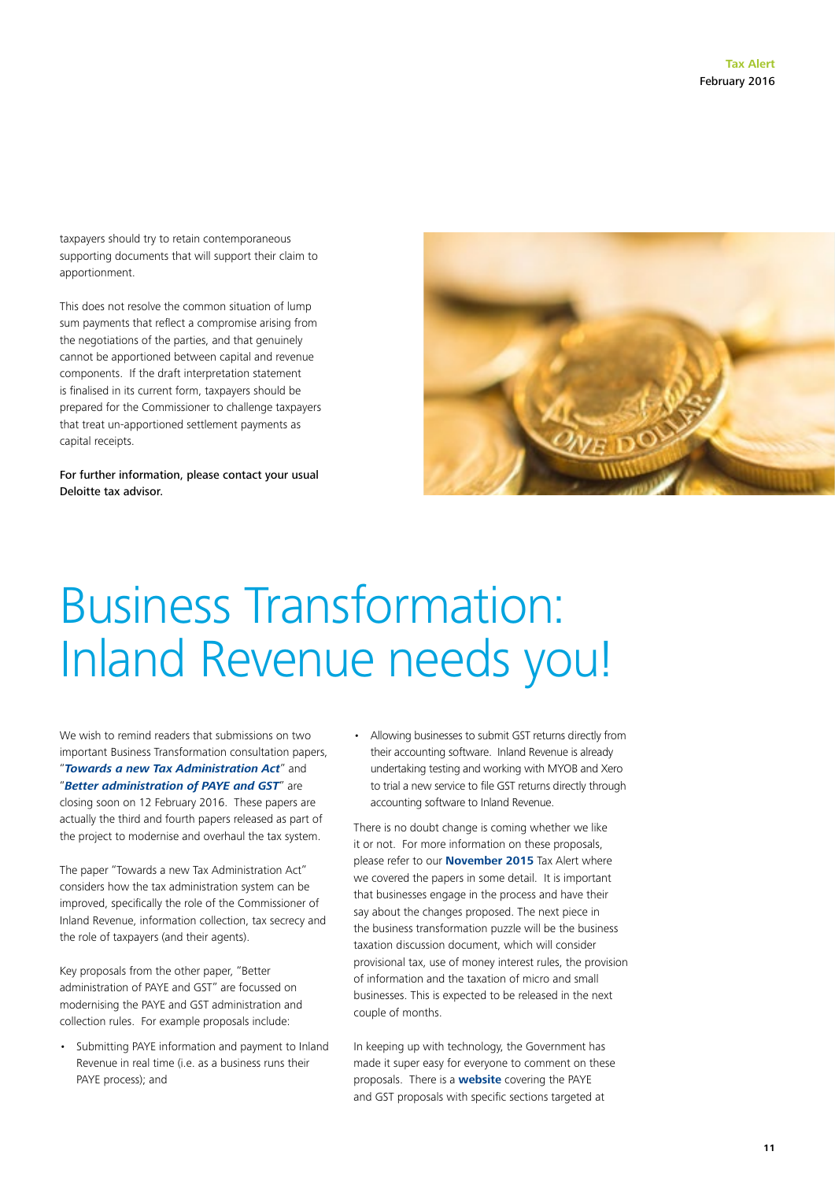taxpayers should try to retain contemporaneous supporting documents that will support their claim to apportionment.

This does not resolve the common situation of lump sum payments that reflect a compromise arising from the negotiations of the parties, and that genuinely cannot be apportioned between capital and revenue components. If the draft interpretation statement is finalised in its current form, taxpayers should be prepared for the Commissioner to challenge taxpayers that treat un-apportioned settlement payments as capital receipts.

**For further information, please contact your usual Deloitte tax advisor.**

# Business Transformation: Inland Revenue needs you!

We wish to remind readers that submissions on two important Business Transformation consultation papers, "***Towards a new Tax Administration Act***" and "***Better administration of PAYE and GST***" are closing soon on 12 February 2016. These papers are actually the third and fourth papers released as part of the project to modernise and overhaul the tax system.

The paper "Towards a new Tax Administration Act" considers how the tax administration system can be improved, specifically the role of the Commissioner of Inland Revenue, information collection, tax secrecy and the role of taxpayers (and their agents).

Key proposals from the other paper, "Better administration of PAYE and GST" are focussed on modernising the PAYE and GST administration and collection rules. For example proposals include:

- Submitting PAYE information and payment to Inland Revenue in real time (i.e. as a business runs their PAYE process); and
- Allowing businesses to submit GST returns directly from their accounting software. Inland Revenue is already undertaking testing and working with MYOB and Xero to trial a new service to file GST returns directly through accounting software to Inland Revenue.

There is no doubt change is coming whether we like it or not. For more information on these proposals, please refer to our **November 2015** Tax Alert where we covered the papers in some detail. It is important that businesses engage in the process and have their say about the changes proposed. The next piece in the business transformation puzzle will be the business taxation discussion document, which will consider provisional tax, use of money interest rules, the provision of information and the taxation of micro and small businesses. This is expected to be released in the next couple of months.

In keeping up with technology, the Government has made it super easy for everyone to comment on these proposals. There is a **website** covering the PAYE and GST proposals with specific sections targeted at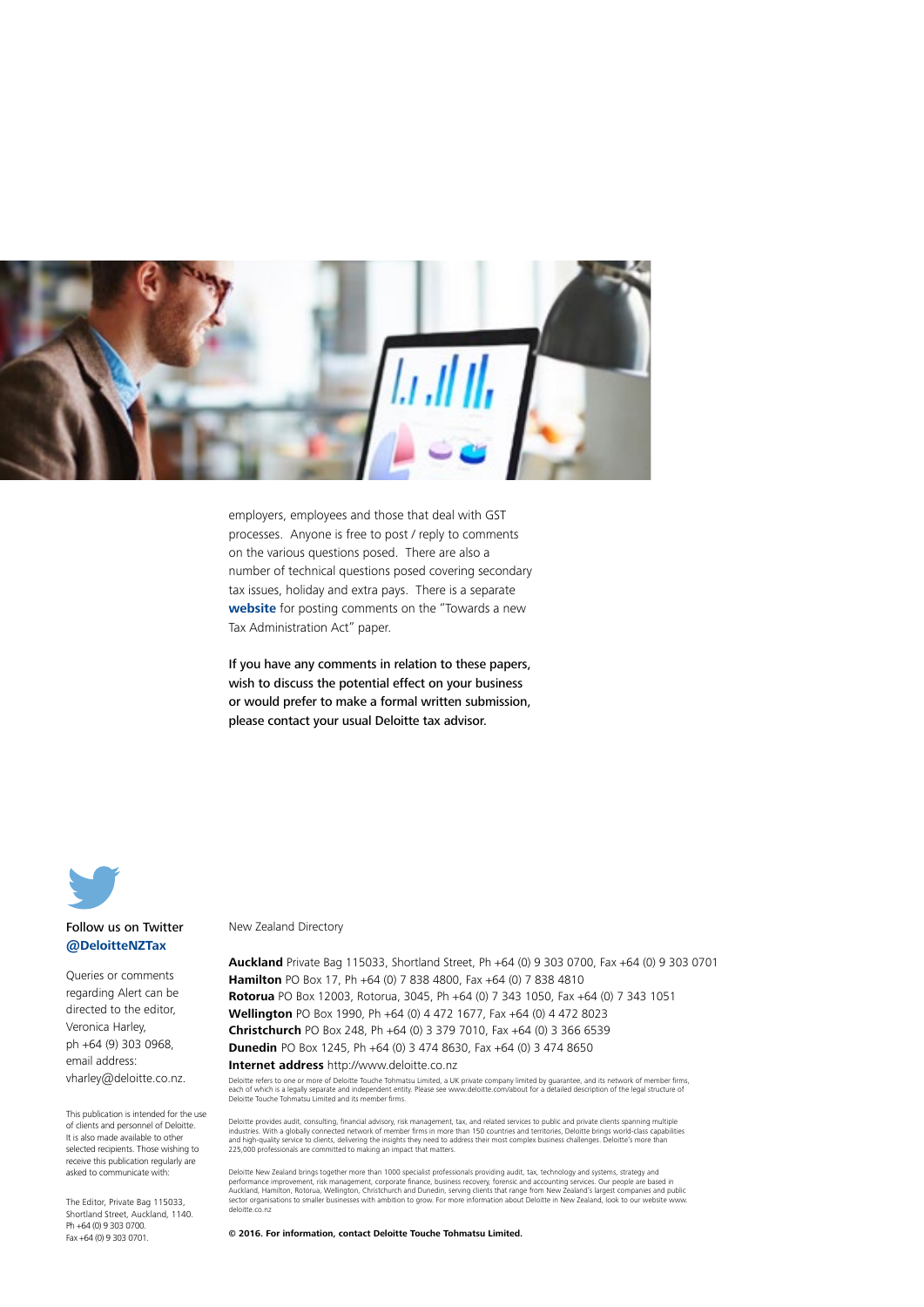employers, employees and those that deal with GST processes. Anyone is free to post / reply to comments on the various questions posed. There are also a number of technical questions posed covering secondary tax issues, holiday and extra pays. There is a separate **website** for posting comments on the "Towards a new Tax Administration Act" paper.

**If you have any comments in relation to these papers, wish to discuss the potential effect on your business or would prefer to make a formal written submission, please contact your usual Deloitte tax advisor.**

Follow us on Twitter
**@DeloitteNZTax**

Queries or comments regarding Alert can be directed to the editor, Veronica Harley, ph +64 (9) 303 0968, email address: vharley@deloitte.co.nz.

This publication is intended for the use of clients and personnel of Deloitte. It is also made available to other selected recipients. Those wishing to receive this publication regularly are asked to communicate with:

The Editor, Private Bag 115033, Shortland Street, Auckland, 1140.
Ph +64 (0) 9 303 0700.
Fax +64 (0) 9 303 0701.

New Zealand Directory

**Auckland** Private Bag 115033, Shortland Street, Ph +64 (0) 9 303 0700, Fax +64 (0) 9 303 0701
**Hamilton** PO Box 17, Ph +64 (0) 7 838 4800, Fax +64 (0) 7 838 4810
**Rotorua** PO Box 12003, Rotorua, 3045, Ph +64 (0) 7 343 1050, Fax +64 (0) 7 343 1051
**Wellington** PO Box 1990, Ph +64 (0) 4 472 1677, Fax +64 (0) 4 472 8023
**Christchurch** PO Box 248, Ph +64 (0) 3 379 7010, Fax +64 (0) 3 366 6539
**Dunedin** PO Box 1245, Ph +64 (0) 3 474 8630, Fax +64 (0) 3 474 8650
**Internet address** http://www.deloitte.co.nz

Deloitte refers to one or more of Deloitte Touche Tohmatsu Limited, a UK private company limited by guarantee, and its network of member firms, each of which is a legally separate and independent entity. Please see www.deloitte.com/about for a detailed description of the legal structure of Deloitte Touche Tohmatsu Limited and its member firms.

Deloitte provides audit, consulting, financial advisory, risk management, tax, and related services to public and private clients spanning multiple industries. With a globally connected network of member firms in more than 150 countries and territories, Deloitte brings world-class capabilities and high-quality service to clients, delivering the insights they need to address their most complex business challenges. Deloitte's more than 225,000 professionals are committed to making an impact that matters.

Deloitte New Zealand brings together more than 1000 specialist professionals providing audit, tax, technology and systems, strategy and performance improvement, risk management, corporate finance, business recovery, forensic and accounting services. Our people are based in Auckland, Hamilton, Rotorua, Wellington, Christchurch and Dunedin, serving clients that range from New Zealand's largest companies and public sector organisations to smaller businesses with ambition to grow. For more information about Deloitte in New Zealand, look to our website www.deloitte.co.nz

**© 2016. For information, contact Deloitte Touche Tohmatsu Limited.**